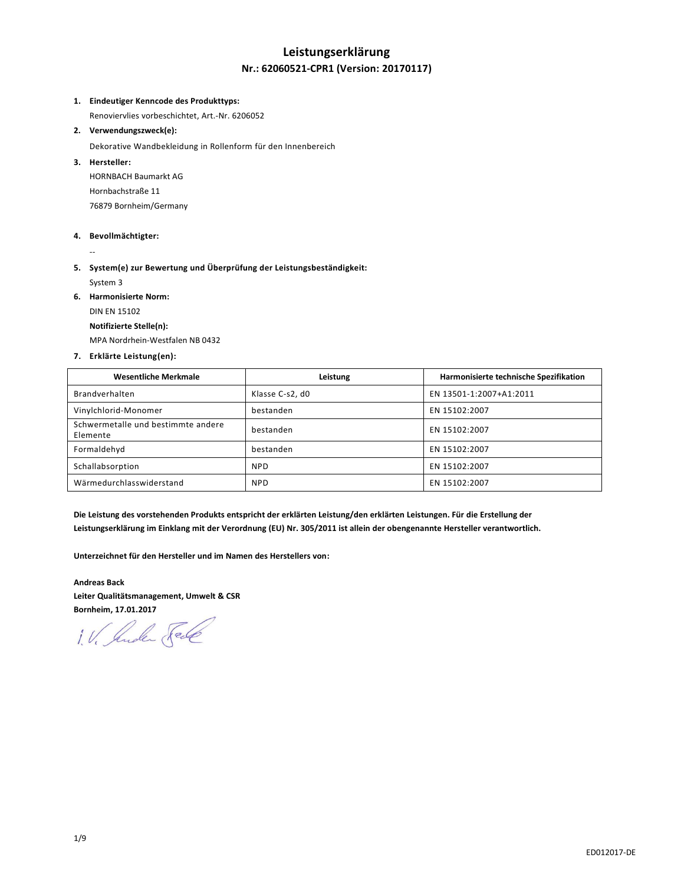# Leistungserklärung

## Nr.: 62060521-CPR1 (Version: 20170117)

1. **Eindeutiger Kenncode des Produkttyps:**

   Renoviervlies vorbeschichtet, Art.-Nr. 6206052

2. **Verwendungszweck(e):**

   Dekorative Wandbekleidung in Rollenform für den Innenbereich

3. **Hersteller:**

   HORNBACH Baumarkt AG
   Hornbachstraße 11
   76879 Bornheim/Germany

4. **Bevollmächtigter:**

   --

5. **System(e) zur Bewertung und Überprüfung der Leistungsbeständigkeit:**

   System 3

6. **Harmonisierte Norm:**

   DIN EN 15102

   **Notifizierte Stelle(n):**

   MPA Nordrhein-Westfalen NB 0432

7. **Erklärte Leistung(en):**

| Wesentliche Merkmale | Leistung | Harmonisierte technische Spezifikation |
|---|---|---|
| Brandverhalten | Klasse C-s2, d0 | EN 13501-1:2007+A1:2011 |
| Vinylchlorid-Monomer | bestanden | EN 15102:2007 |
| Schwermetalle und bestimmte andere Elemente | bestanden | EN 15102:2007 |
| Formaldehyd | bestanden | EN 15102:2007 |
| Schallabsorption | NPD | EN 15102:2007 |
| Wärmedurchlasswiderstand | NPD | EN 15102:2007 |

**Die Leistung des vorstehenden Produkts entspricht der erklärten Leistung/den erklärten Leistungen. Für die Erstellung der Leistungserklärung im Einklang mit der Verordnung (EU) Nr. 305/2011 ist allein der obengenannte Hersteller verantwortlich.**

**Unterzeichnet für den Hersteller und im Namen des Herstellers von:**

**Andreas Back**
**Leiter Qualitätsmanagement, Umwelt & CSR**
**Bornheim, 17.01.2017**

i. V. Andreas Back

ED012017-DE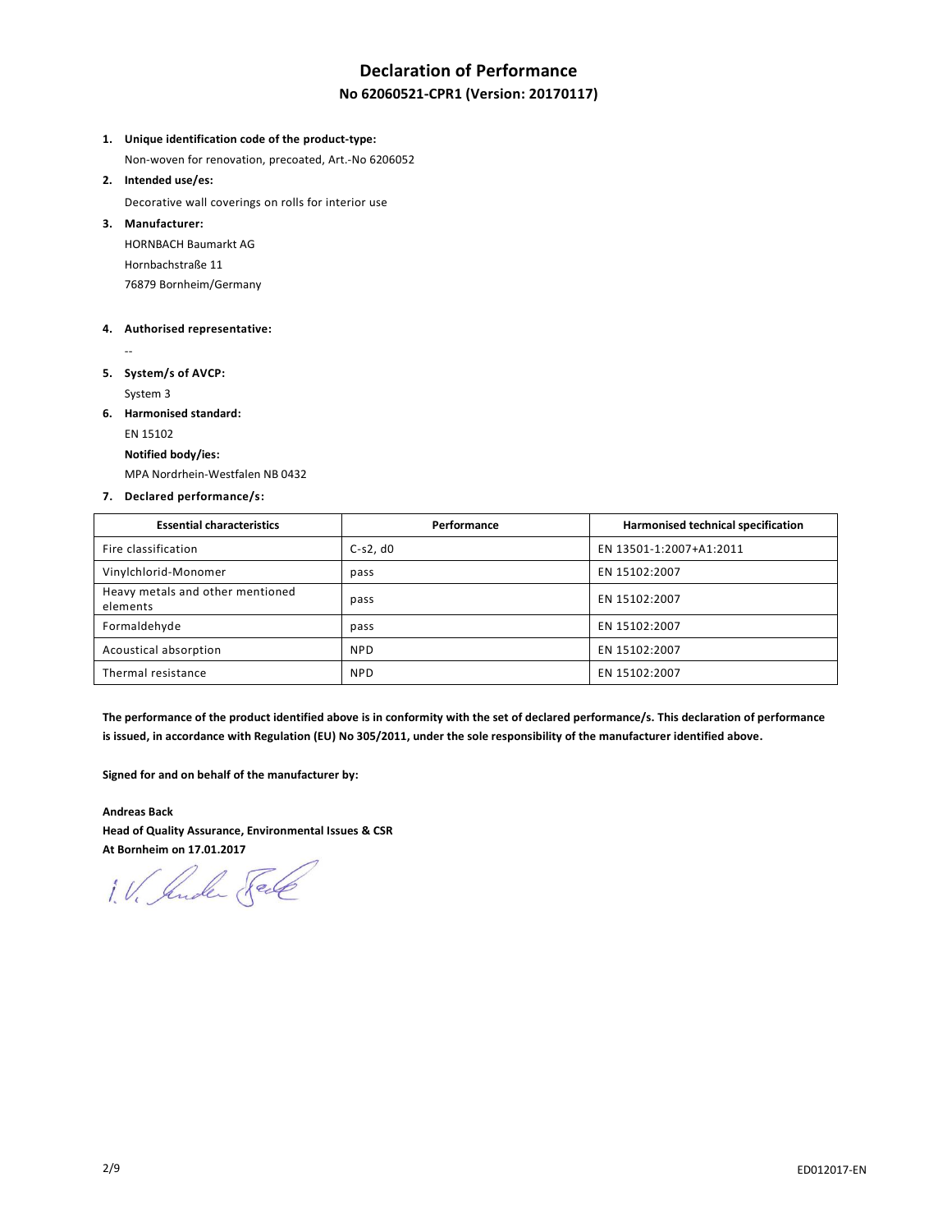# Declaration of Performance

## No 62060521-CPR1 (Version: 20170117)

1. **Unique identification code of the product-type:**

   Non-woven for renovation, precoated, Art.-No 6206052

2. **Intended use/es:**

   Decorative wall coverings on rolls for interior use

3. **Manufacturer:**

   HORNBACH Baumarkt AG
   Hornbachstraße 11
   76879 Bornheim/Germany

4. **Authorised representative:**

   --

5. **System/s of AVCP:**

   System 3

6. **Harmonised standard:**

   EN 15102

   **Notified body/ies:**

   MPA Nordrhein-Westfalen NB 0432

7. **Declared performance/s:**

| Essential characteristics | Performance | Harmonised technical specification |
|---|---|---|
| Fire classification | C-s2, d0 | EN 13501-1:2007+A1:2011 |
| Vinylchlorid-Monomer | pass | EN 15102:2007 |
| Heavy metals and other mentioned elements | pass | EN 15102:2007 |
| Formaldehyde | pass | EN 15102:2007 |
| Acoustical absorption | NPD | EN 15102:2007 |
| Thermal resistance | NPD | EN 15102:2007 |

**The performance of the product identified above is in conformity with the set of declared performance/s. This declaration of performance is issued, in accordance with Regulation (EU) No 305/2011, under the sole responsibility of the manufacturer identified above.**

**Signed for and on behalf of the manufacturer by:**

**Andreas Back**
**Head of Quality Assurance, Environmental Issues & CSR**
**At Bornheim on 17.01.2017**

i.V. Andreas Back

ED012017-EN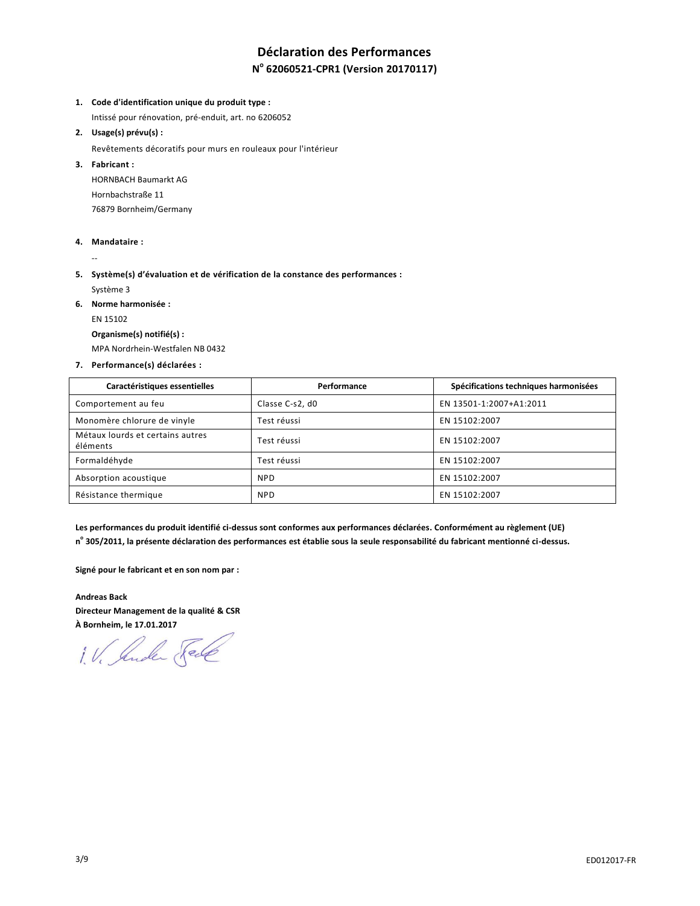# Déclaration des Performances

## N° 62060521-CPR1 (Version 20170117)

1. **Code d'identification unique du produit type :**

   Intissé pour rénovation, pré-enduit, art. no 6206052

2. **Usage(s) prévu(s) :**

   Revêtements décoratifs pour murs en rouleaux pour l'intérieur

3. **Fabricant :**

   HORNBACH Baumarkt AG

   Hornbachstraße 11

   76879 Bornheim/Germany

4. **Mandataire :**

   --

5. **Système(s) d'évaluation et de vérification de la constance des performances :**

   Système 3

6. **Norme harmonisée :**

   EN 15102

   **Organisme(s) notifié(s) :**

   MPA Nordrhein-Westfalen NB 0432

7. **Performance(s) déclarées :**

| Caractéristiques essentielles | Performance | Spécifications techniques harmonisées |
| --- | --- | --- |
| Comportement au feu | Classe C-s2, d0 | EN 13501-1:2007+A1:2011 |
| Monomère chlorure de vinyle | Test réussi | EN 15102:2007 |
| Métaux lourds et certains autres éléments | Test réussi | EN 15102:2007 |
| Formaldéhyde | Test réussi | EN 15102:2007 |
| Absorption acoustique | NPD | EN 15102:2007 |
| Résistance thermique | NPD | EN 15102:2007 |

**Les performances du produit identifié ci-dessus sont conformes aux performances déclarées. Conformément au règlement (UE) n° 305/2011, la présente déclaration des performances est établie sous la seule responsabilité du fabricant mentionné ci-dessus.**

**Signé pour le fabricant et en son nom par :**

**Andreas Back**

**Directeur Management de la qualité & CSR**

**À Bornheim, le 17.01.2017**

i. V. Andreas Back

ED012017-FR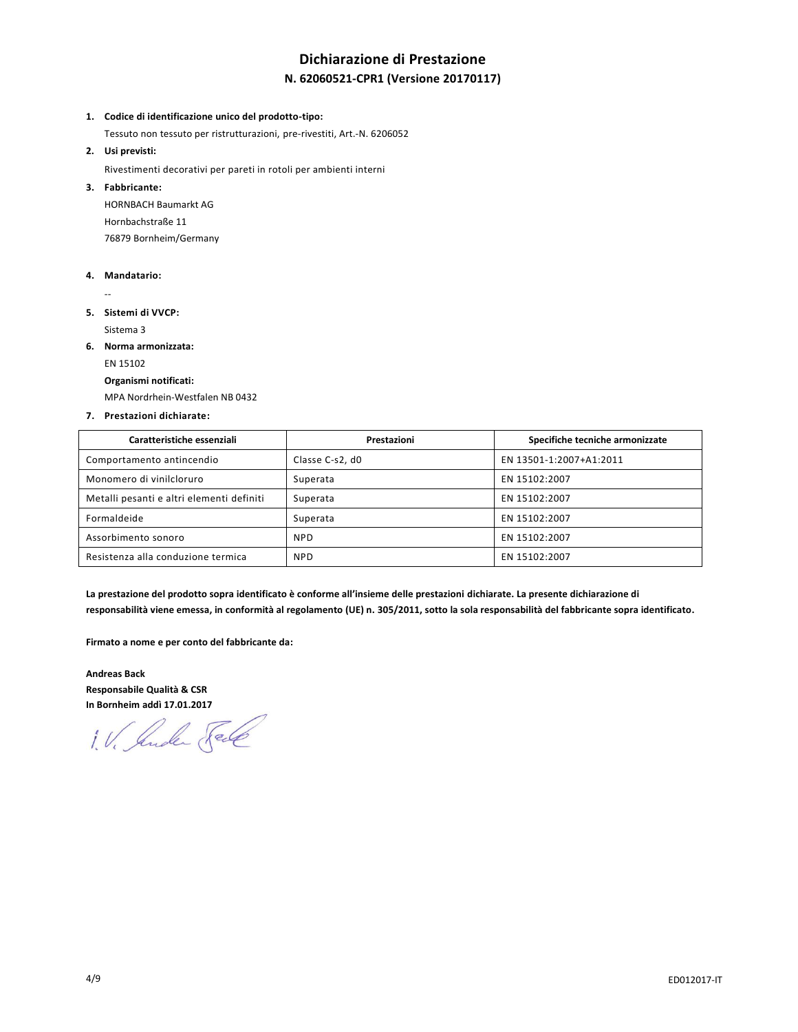# Dichiarazione di Prestazione

## N. 62060521-CPR1 (Versione 20170117)

1. **Codice di identificazione unico del prodotto-tipo:**

   Tessuto non tessuto per ristrutturazioni, pre-rivestiti, Art.-N. 6206052

2. **Usi previsti:**

   Rivestimenti decorativi per pareti in rotoli per ambienti interni

3. **Fabbricante:**

   HORNBACH Baumarkt AG
   Hornbachstraße 11
   76879 Bornheim/Germany

4. **Mandatario:**

   --

5. **Sistemi di VVCP:**

   Sistema 3

6. **Norma armonizzata:**

   EN 15102

   **Organismi notificati:**

   MPA Nordrhein-Westfalen NB 0432

7. **Prestazioni dichiarate:**

| Caratteristiche essenziali | Prestazioni | Specifiche tecniche armonizzate |
|---|---|---|
| Comportamento antincendio | Classe C-s2, d0 | EN 13501-1:2007+A1:2011 |
| Monomero di vinilcloruro | Superata | EN 15102:2007 |
| Metalli pesanti e altri elementi definiti | Superata | EN 15102:2007 |
| Formaldeide | Superata | EN 15102:2007 |
| Assorbimento sonoro | NPD | EN 15102:2007 |
| Resistenza alla conduzione termica | NPD | EN 15102:2007 |

**La prestazione del prodotto sopra identificato è conforme all'insieme delle prestazioni dichiarate. La presente dichiarazione di responsabilità viene emessa, in conformità al regolamento (UE) n. 305/2011, sotto la sola responsabilità del fabbricante sopra identificato.**

**Firmato a nome e per conto del fabbricante da:**

**Andreas Back**
**Responsabile Qualità & CSR**
**In Bornheim addì 17.01.2017**

i. V. Andr Back

ED012017-IT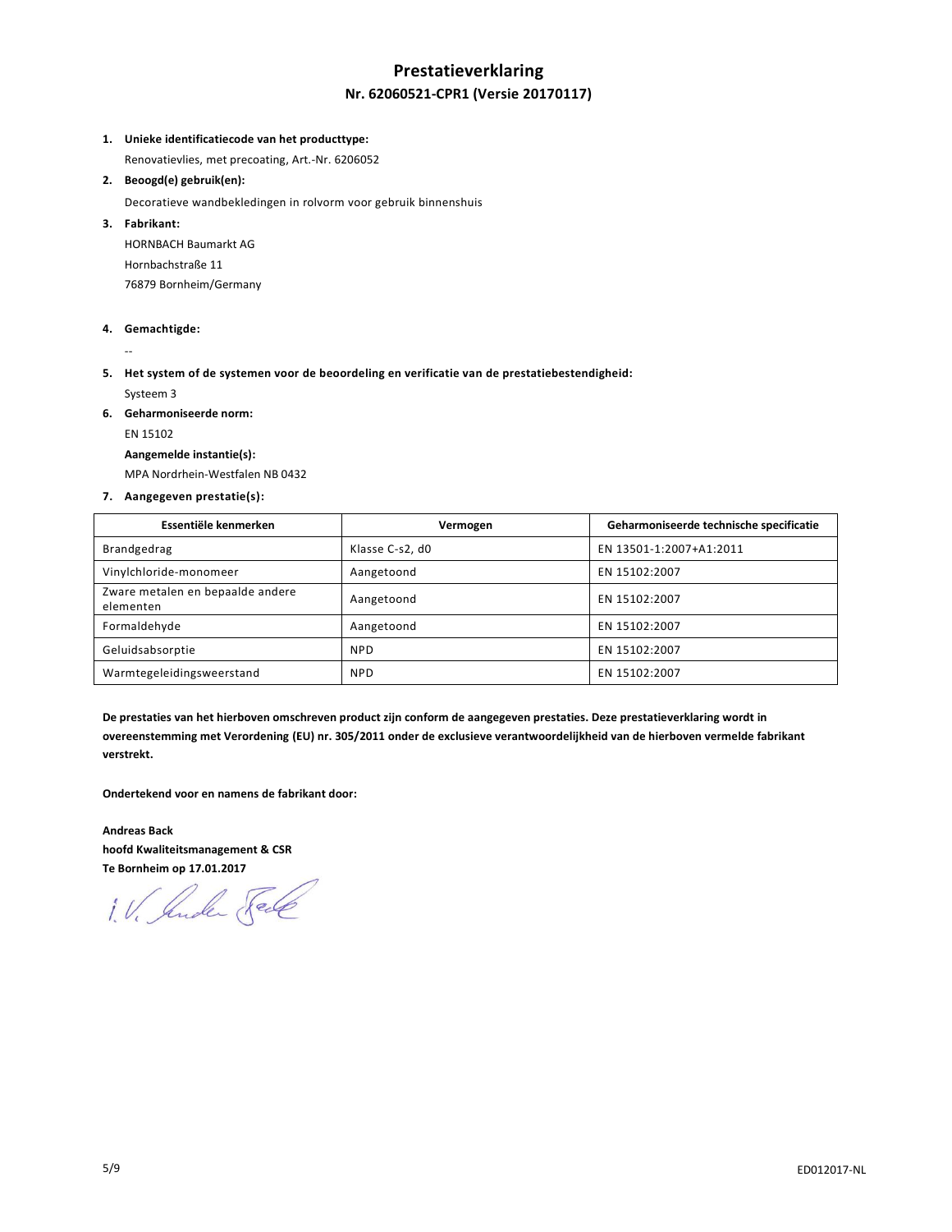# Prestatieverklaring

## Nr. 62060521-CPR1 (Versie 20170117)

1. **Unieke identificatiecode van het producttype:**
   Renovatievlies, met precoating, Art.-Nr. 6206052
2. **Beoogd(e) gebruik(en):**
   Decoratieve wandbekledingen in rolvorm voor gebruik binnenshuis
3. **Fabrikant:**
   HORNBACH Baumarkt AG
   Hornbachstraße 11
   76879 Bornheim/Germany
4. **Gemachtigde:**
   --
5. **Het system of de systemen voor de beoordeling en verificatie van de prestatiebestendigheid:**
   Systeem 3
6. **Geharmoniseerde norm:**
   EN 15102
   **Aangemelde instantie(s):**
   MPA Nordrhein-Westfalen NB 0432
7. **Aangegeven prestatie(s):**

| Essentiële kenmerken | Vermogen | Geharmoniseerde technische specificatie |
|---|---|---|
| Brandgedrag | Klasse C-s2, d0 | EN 13501-1:2007+A1:2011 |
| Vinylchloride-monomeer | Aangetoond | EN 15102:2007 |
| Zware metalen en bepaalde andere elementen | Aangetoond | EN 15102:2007 |
| Formaldehyde | Aangetoond | EN 15102:2007 |
| Geluidsabsorptie | NPD | EN 15102:2007 |
| Warmtegeleidingsweerstand | NPD | EN 15102:2007 |

**De prestaties van het hierboven omschreven product zijn conform de aangegeven prestaties. Deze prestatieverklaring wordt in overeenstemming met Verordening (EU) nr. 305/2011 onder de exclusieve verantwoordelijkheid van de hierboven vermelde fabrikant verstrekt.**

**Ondertekend voor en namens de fabrikant door:**

**Andreas Back**
**hoofd Kwaliteitsmanagement & CSR**
**Te Bornheim op 17.01.2017**

i.V. Andreas Back

ED012017-NL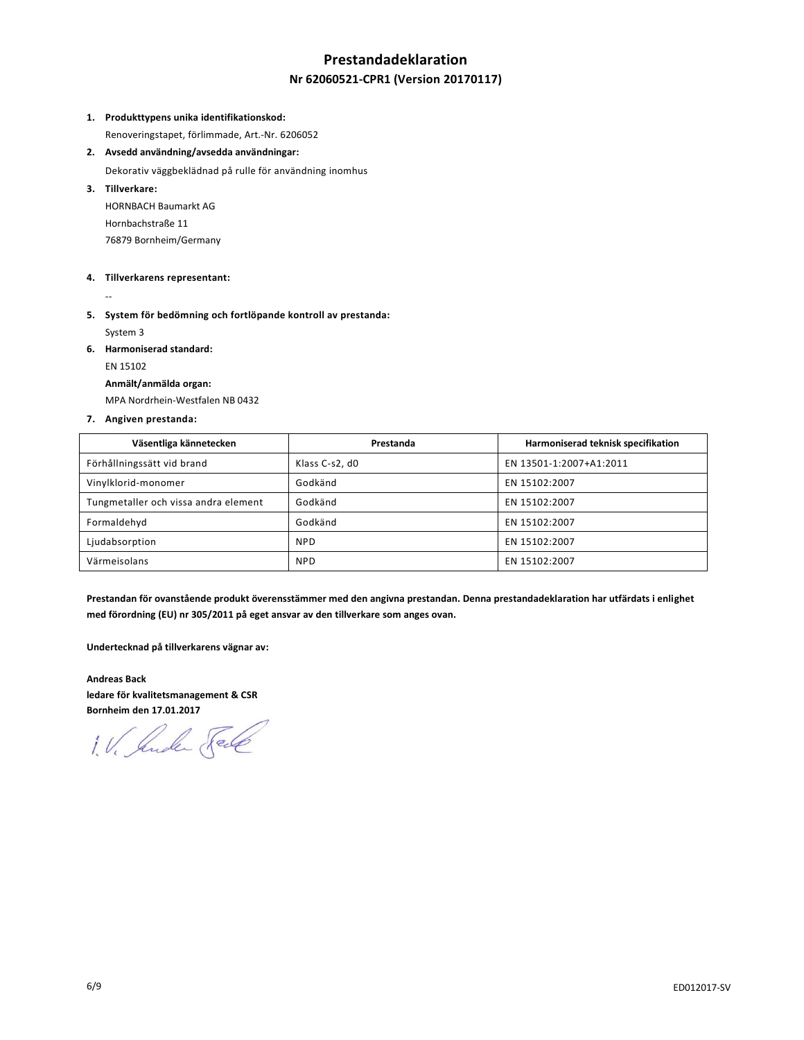# Prestandadeklaration

## Nr 62060521-CPR1 (Version 20170117)

1. **Produkttypens unika identifikationskod:**

   Renoveringstapet, förlimmade, Art.-Nr. 6206052

2. **Avsedd användning/avsedda användningar:**

   Dekorativ väggbeklädnad på rulle för användning inomhus

3. **Tillverkare:**

   HORNBACH Baumarkt AG

   Hornbachstraße 11

   76879 Bornheim/Germany

4. **Tillverkarens representant:**

   --

5. **System för bedömning och fortlöpande kontroll av prestanda:**

   System 3

6. **Harmoniserad standard:**

   EN 15102

   **Anmält/anmälda organ:**

   MPA Nordrhein-Westfalen NB 0432

7. **Angiven prestanda:**

| Väsentliga kännetecken | Prestanda | Harmoniserad teknisk specifikation |
|---|---|---|
| Förhållningssätt vid brand | Klass C-s2, d0 | EN 13501-1:2007+A1:2011 |
| Vinylklorid-monomer | Godkänd | EN 15102:2007 |
| Tungmetaller och vissa andra element | Godkänd | EN 15102:2007 |
| Formaldehyd | Godkänd | EN 15102:2007 |
| Ljudabsorption | NPD | EN 15102:2007 |
| Värmeisolans | NPD | EN 15102:2007 |

**Prestandan för ovanstående produkt överensstämmer med den angivna prestandan. Denna prestandadeklaration har utfärdats i enlighet med förordning (EU) nr 305/2011 på eget ansvar av den tillverkare som anges ovan.**

**Undertecknad på tillverkarens vägnar av:**

**Andreas Back**
**ledare för kvalitetsmanagement & CSR**
**Bornheim den 17.01.2017**

i. V. Andr Back

ED012017-SV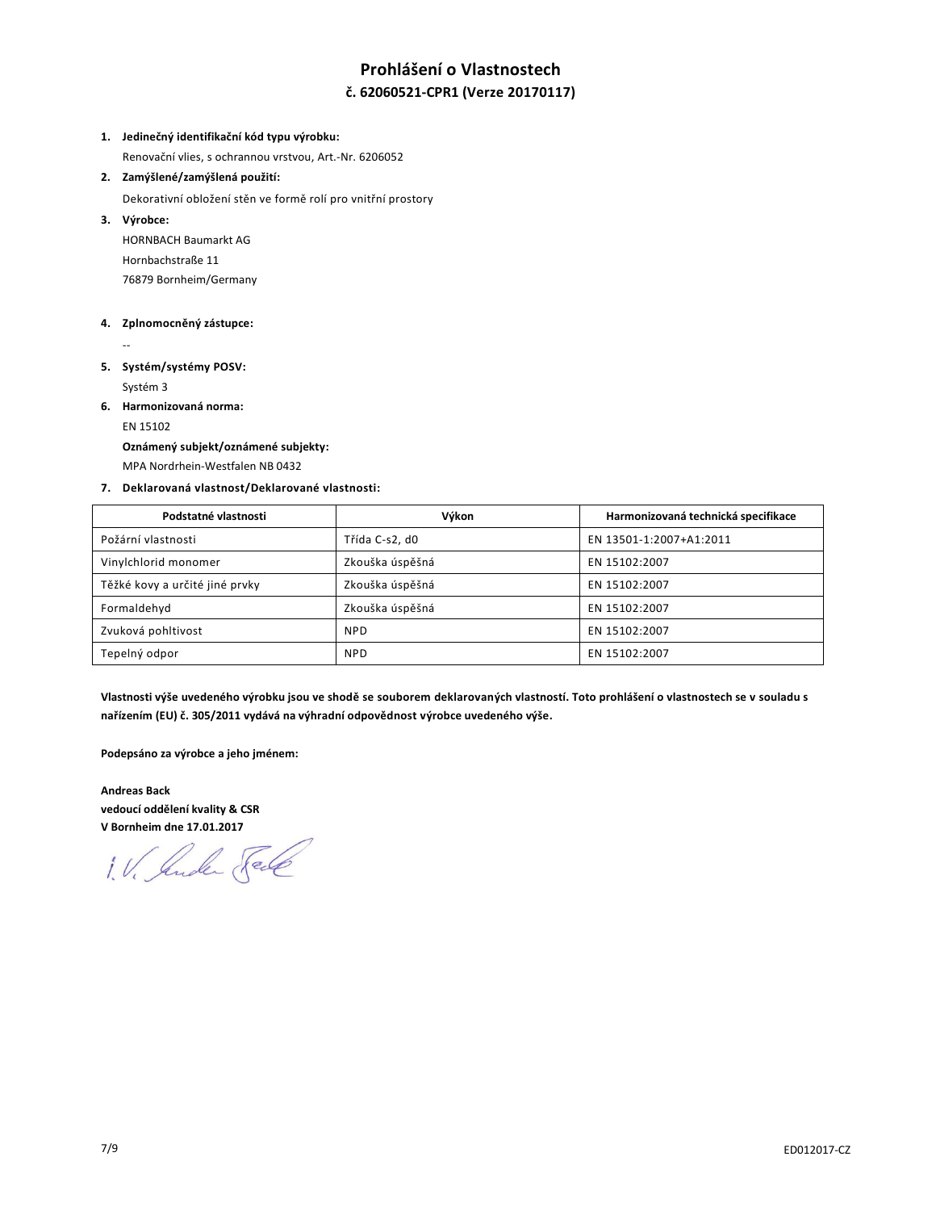# Prohlášení o Vlastnostech

## č. 62060521-CPR1 (Verze 20170117)

1. **Jedinečný identifikační kód typu výrobku:**
   Renovační vlies, s ochrannou vrstvou, Art.-Nr. 6206052
2. **Zamýšlené/zamýšlená použití:**
   Dekorativní obložení stěn ve formě rolí pro vnitřní prostory
3. **Výrobce:**
   HORNBACH Baumarkt AG
   Hornbachstraße 11
   76879 Bornheim/Germany
4. **Zplnomocněný zástupce:**
   --
5. **Systém/systémy POSV:**
   Systém 3
6. **Harmonizovaná norma:**
   EN 15102
   **Oznámený subjekt/oznámené subjekty:**
   MPA Nordrhein-Westfalen NB 0432
7. **Deklarovaná vlastnost/Deklarované vlastnosti:**

| Podstatné vlastnosti | Výkon | Harmonizovaná technická specifikace |
|---|---|---|
| Požární vlastnosti | Třída C-s2, d0 | EN 13501-1:2007+A1:2011 |
| Vinylchlorid monomer | Zkouška úspěšná | EN 15102:2007 |
| Těžké kovy a určité jiné prvky | Zkouška úspěšná | EN 15102:2007 |
| Formaldehyd | Zkouška úspěšná | EN 15102:2007 |
| Zvuková pohltivost | NPD | EN 15102:2007 |
| Tepelný odpor | NPD | EN 15102:2007 |

**Vlastnosti výše uvedeného výrobku jsou ve shodě se souborem deklarovaných vlastností. Toto prohlášení o vlastnostech se v souladu s nařízením (EU) č. 305/2011 vydává na výhradní odpovědnost výrobce uvedeného výše.**

**Podepsáno za výrobce a jeho jménem:**

**Andreas Back**
**vedoucí oddělení kvality & CSR**
**V Bornheim dne 17.01.2017**

i.V. Andreas Back

ED012017-CZ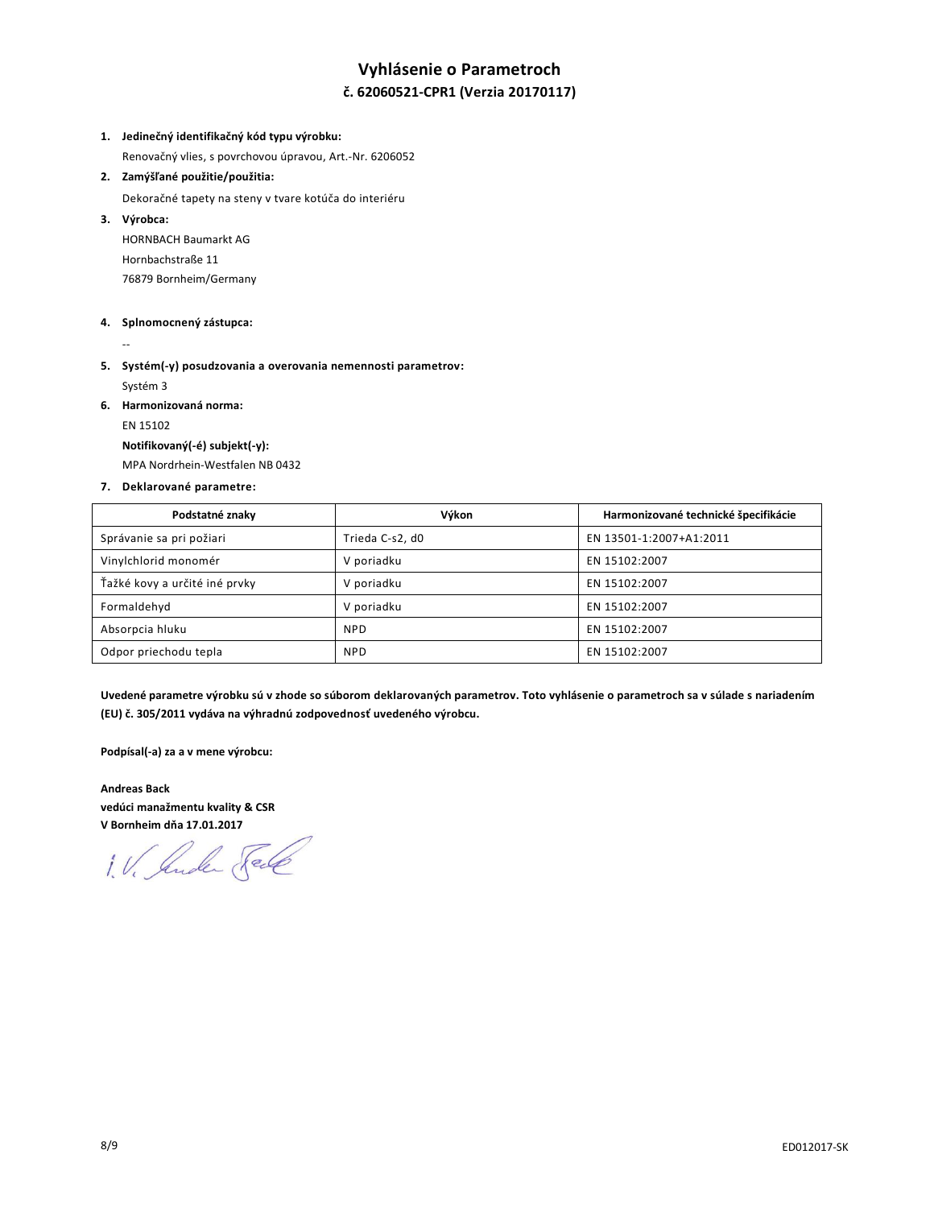# Vyhlásenie o Parametroch

## č. 62060521-CPR1 (Verzia 20170117)

1. **Jedinečný identifikačný kód typu výrobku:**
   Renovačný vlies, s povrchovou úpravou, Art.-Nr. 6206052
2. **Zamýšľané použitie/použitia:**
   Dekoračné tapety na steny v tvare kotúča do interiéru
3. **Výrobca:**
   HORNBACH Baumarkt AG
   Hornbachstraße 11
   76879 Bornheim/Germany
4. **Splnomocnený zástupca:**
   --
5. **Systém(-y) posudzovania a overovania nemennosti parametrov:**
   Systém 3
6. **Harmonizovaná norma:**
   EN 15102
   **Notifikovaný(-é) subjekt(-y):**
   MPA Nordrhein-Westfalen NB 0432
7. **Deklarované parametre:**

| Podstatné znaky | Výkon | Harmonizované technické špecifikácie |
|---|---|---|
| Správanie sa pri požiari | Trieda C-s2, d0 | EN 13501-1:2007+A1:2011 |
| Vinylchlorid monomér | V poriadku | EN 15102:2007 |
| Ťažké kovy a určité iné prvky | V poriadku | EN 15102:2007 |
| Formaldehyd | V poriadku | EN 15102:2007 |
| Absorpcia hluku | NPD | EN 15102:2007 |
| Odpor priechodu tepla | NPD | EN 15102:2007 |

**Uvedené parametre výrobku sú v zhode so súborom deklarovaných parametrov. Toto vyhlásenie o parametroch sa v súlade s nariadením (EU) č. 305/2011 vydáva na výhradnú zodpovednosť uvedeného výrobcu.**

**Podpísal(-a) za a v mene výrobcu:**

**Andreas Back**
**vedúci manažmentu kvality & CSR**
**V Bornheim dňa 17.01.2017**

i. V. Andreas Back

ED012017-SK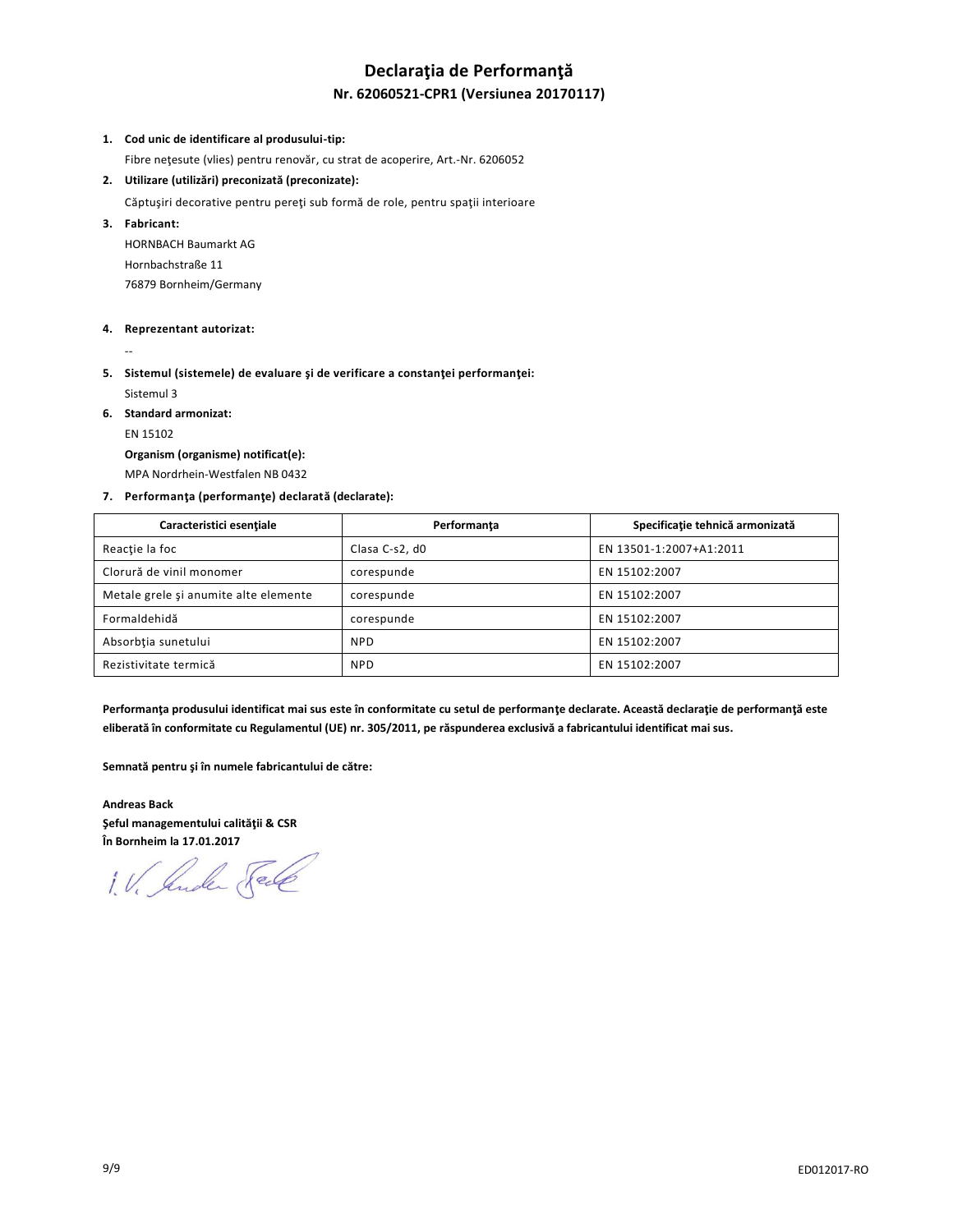# Declaraţia de Performanţă

## Nr. 62060521-CPR1 (Versiunea 20170117)

1. **Cod unic de identificare al produsului-tip:**

   Fibre neţesute (vlies) pentru renovăr, cu strat de acoperire, Art.-Nr. 6206052

2. **Utilizare (utilizări) preconizată (preconizate):**

   Căptuşiri decorative pentru pereţi sub formă de role, pentru spaţii interioare

3. **Fabricant:**

   HORNBACH Baumarkt AG
   Hornbachstraße 11
   76879 Bornheim/Germany

4. **Reprezentant autorizat:**

   --

5. **Sistemul (sistemele) de evaluare şi de verificare a constanţei performanţei:**

   Sistemul 3

6. **Standard armonizat:**

   EN 15102

   **Organism (organisme) notificat(e):**

   MPA Nordrhein-Westfalen NB 0432

7. **Performanţa (performanţe) declarată (declarate):**

| Caracteristici esenţiale | Performanţa | Specificaţie tehnică armonizată |
|---|---|---|
| Reacţie la foc | Clasa C-s2, d0 | EN 13501-1:2007+A1:2011 |
| Clorură de vinil monomer | corespunde | EN 15102:2007 |
| Metale grele şi anumite alte elemente | corespunde | EN 15102:2007 |
| Formaldehidă | corespunde | EN 15102:2007 |
| Absorbţia sunetului | NPD | EN 15102:2007 |
| Rezistivitate termică | NPD | EN 15102:2007 |

**Performanţa produsului identificat mai sus este în conformitate cu setul de performanţe declarate. Această declaraţie de performanţă este eliberată în conformitate cu Regulamentul (UE) nr. 305/2011, pe răspunderea exclusivă a fabricantului identificat mai sus.**

**Semnată pentru şi în numele fabricantului de către:**

**Andreas Back**
**Şeful managementului calităţii & CSR**
**În Bornheim la 17.01.2017**

i. V. Andr Back

ED012017-RO